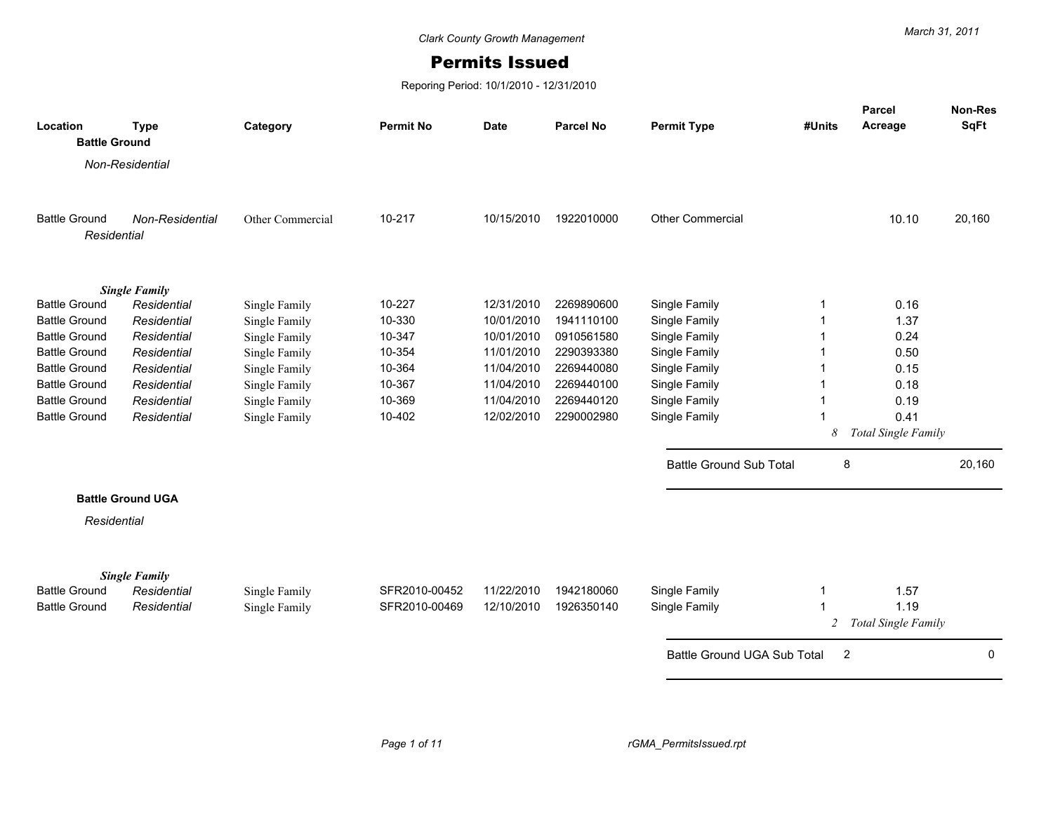Clark County Growth Management

# Permits Issued

Reporing Period: 10/1/2010 - 12/31/2010

March 31, 2011

| Location | Type | Category | Permit No | Date | Parcel No | Permit Type | #Units | Parcel Acreage | Non-Res SqFt |
|---|---|---|---|---|---|---|---|---|---|
| **Battle Ground** | | | | | | | | | |
| *Non-Residential* | | | | | | | | | |
| Battle Ground | *Non-Residential* | Other Commercial | 10-217 | 10/15/2010 | 1922010000 | Other Commercial | | 10.10 | 20,160 |
| *Residential* | | | | | | | | | |
| ***Single Family*** | | | | | | | | | |
| Battle Ground | *Residential* | Single Family | 10-227 | 12/31/2010 | 2269890600 | Single Family | 1 | 0.16 | |
| Battle Ground | *Residential* | Single Family | 10-330 | 10/01/2010 | 1941110100 | Single Family | 1 | 1.37 | |
| Battle Ground | *Residential* | Single Family | 10-347 | 10/01/2010 | 0910561580 | Single Family | 1 | 0.24 | |
| Battle Ground | *Residential* | Single Family | 10-354 | 11/01/2010 | 2290393380 | Single Family | 1 | 0.50 | |
| Battle Ground | *Residential* | Single Family | 10-364 | 11/04/2010 | 2269440080 | Single Family | 1 | 0.15 | |
| Battle Ground | *Residential* | Single Family | 10-367 | 11/04/2010 | 2269440100 | Single Family | 1 | 0.18 | |
| Battle Ground | *Residential* | Single Family | 10-369 | 11/04/2010 | 2269440120 | Single Family | 1 | 0.19 | |
| Battle Ground | *Residential* | Single Family | 10-402 | 12/02/2010 | 2290002980 | Single Family | 1 | 0.41 | |
| | | | | | | | *8* | *Total Single Family* | |
| | | | | | | Battle Ground Sub Total | 8 | | 20,160 |
| **Battle Ground UGA** | | | | | | | | | |
| *Residential* | | | | | | | | | |
| ***Single Family*** | | | | | | | | | |
| Battle Ground | *Residential* | Single Family | SFR2010-00452 | 11/22/2010 | 1942180060 | Single Family | 1 | 1.57 | |
| Battle Ground | *Residential* | Single Family | SFR2010-00469 | 12/10/2010 | 1926350140 | Single Family | 1 | 1.19 | |
| | | | | | | | *2* | *Total Single Family* | |
| | | | | | | Battle Ground UGA Sub Total | 2 | | 0 |

rGMA_PermitsIssued.rpt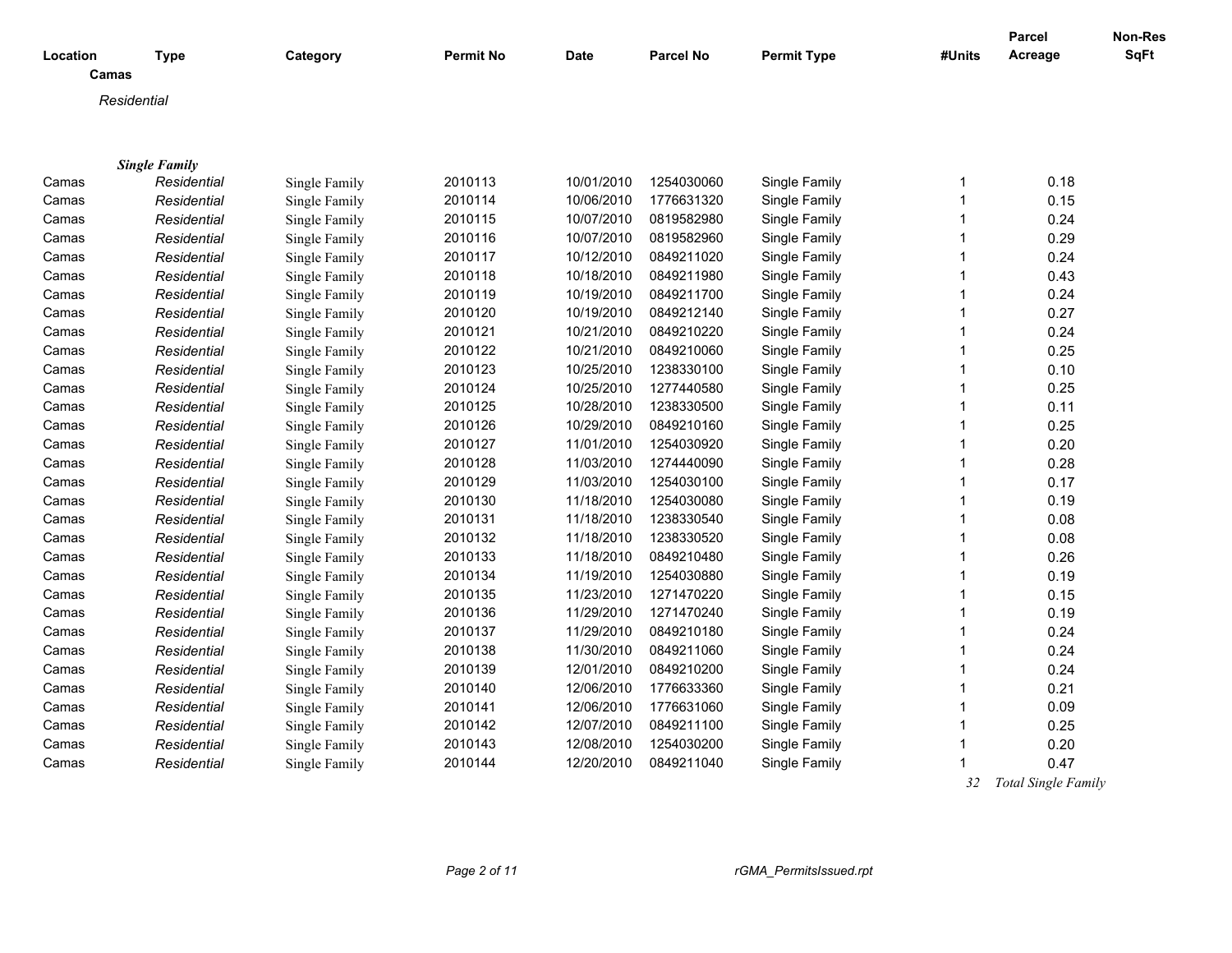| Location | Type | Category | Permit No | Date | Parcel No | Permit Type | #Units | Parcel Acreage | Non-Res SqFt |
|---|---|---|---|---|---|---|---|---|---|
| **Camas** | | | | | | | | | |
| *Residential* | | | | | | | | | |
| ***Single Family*** | | | | | | | | | |
| Camas | *Residential* | Single Family | 2010113 | 10/01/2010 | 1254030060 | Single Family | 1 | 0.18 | |
| Camas | *Residential* | Single Family | 2010114 | 10/06/2010 | 1776631320 | Single Family | 1 | 0.15 | |
| Camas | *Residential* | Single Family | 2010115 | 10/07/2010 | 0819582980 | Single Family | 1 | 0.24 | |
| Camas | *Residential* | Single Family | 2010116 | 10/07/2010 | 0819582960 | Single Family | 1 | 0.29 | |
| Camas | *Residential* | Single Family | 2010117 | 10/12/2010 | 0849211020 | Single Family | 1 | 0.24 | |
| Camas | *Residential* | Single Family | 2010118 | 10/18/2010 | 0849211980 | Single Family | 1 | 0.43 | |
| Camas | *Residential* | Single Family | 2010119 | 10/19/2010 | 0849211700 | Single Family | 1 | 0.24 | |
| Camas | *Residential* | Single Family | 2010120 | 10/19/2010 | 0849212140 | Single Family | 1 | 0.27 | |
| Camas | *Residential* | Single Family | 2010121 | 10/21/2010 | 0849210220 | Single Family | 1 | 0.24 | |
| Camas | *Residential* | Single Family | 2010122 | 10/21/2010 | 0849210060 | Single Family | 1 | 0.25 | |
| Camas | *Residential* | Single Family | 2010123 | 10/25/2010 | 1238330100 | Single Family | 1 | 0.10 | |
| Camas | *Residential* | Single Family | 2010124 | 10/25/2010 | 1277440580 | Single Family | 1 | 0.25 | |
| Camas | *Residential* | Single Family | 2010125 | 10/28/2010 | 1238330500 | Single Family | 1 | 0.11 | |
| Camas | *Residential* | Single Family | 2010126 | 10/29/2010 | 0849210160 | Single Family | 1 | 0.25 | |
| Camas | *Residential* | Single Family | 2010127 | 11/01/2010 | 1254030920 | Single Family | 1 | 0.20 | |
| Camas | *Residential* | Single Family | 2010128 | 11/03/2010 | 1274440090 | Single Family | 1 | 0.28 | |
| Camas | *Residential* | Single Family | 2010129 | 11/03/2010 | 1254030100 | Single Family | 1 | 0.17 | |
| Camas | *Residential* | Single Family | 2010130 | 11/18/2010 | 1254030080 | Single Family | 1 | 0.19 | |
| Camas | *Residential* | Single Family | 2010131 | 11/18/2010 | 1238330540 | Single Family | 1 | 0.08 | |
| Camas | *Residential* | Single Family | 2010132 | 11/18/2010 | 1238330520 | Single Family | 1 | 0.08 | |
| Camas | *Residential* | Single Family | 2010133 | 11/18/2010 | 0849210480 | Single Family | 1 | 0.26 | |
| Camas | *Residential* | Single Family | 2010134 | 11/19/2010 | 1254030880 | Single Family | 1 | 0.19 | |
| Camas | *Residential* | Single Family | 2010135 | 11/23/2010 | 1271470220 | Single Family | 1 | 0.15 | |
| Camas | *Residential* | Single Family | 2010136 | 11/29/2010 | 1271470240 | Single Family | 1 | 0.19 | |
| Camas | *Residential* | Single Family | 2010137 | 11/29/2010 | 0849210180 | Single Family | 1 | 0.24 | |
| Camas | *Residential* | Single Family | 2010138 | 11/30/2010 | 0849211060 | Single Family | 1 | 0.24 | |
| Camas | *Residential* | Single Family | 2010139 | 12/01/2010 | 0849210200 | Single Family | 1 | 0.24 | |
| Camas | *Residential* | Single Family | 2010140 | 12/06/2010 | 1776633360 | Single Family | 1 | 0.21 | |
| Camas | *Residential* | Single Family | 2010141 | 12/06/2010 | 1776631060 | Single Family | 1 | 0.09 | |
| Camas | *Residential* | Single Family | 2010142 | 12/07/2010 | 0849211100 | Single Family | 1 | 0.25 | |
| Camas | *Residential* | Single Family | 2010143 | 12/08/2010 | 1254030200 | Single Family | 1 | 0.20 | |
| Camas | *Residential* | Single Family | 2010144 | 12/20/2010 | 0849211040 | Single Family | 1 | 0.47 | |
| | | | | | | | *32* | *Total Single Family* | |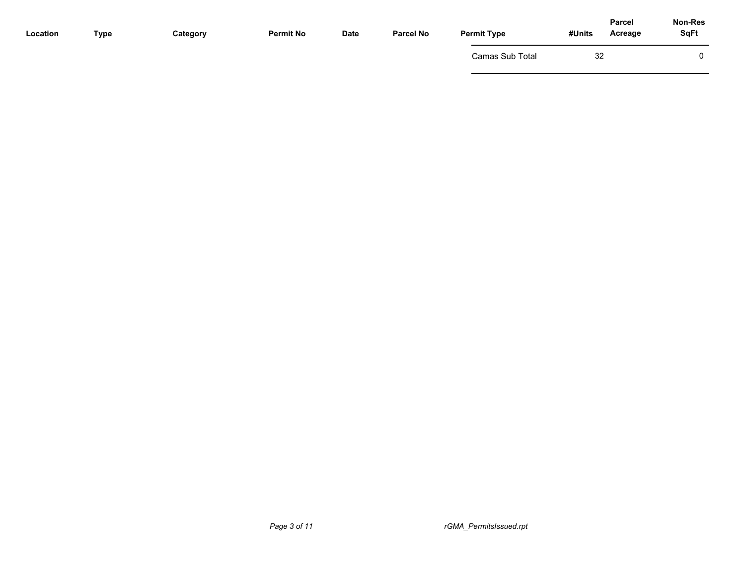| Location | Type | Category | Permit No | Date | Parcel No | Permit Type | #Units | Parcel Acreage | Non-Res SqFt |
|---|---|---|---|---|---|---|---|---|---|
| | | | | | | Camas Sub Total | 32 | | 0 |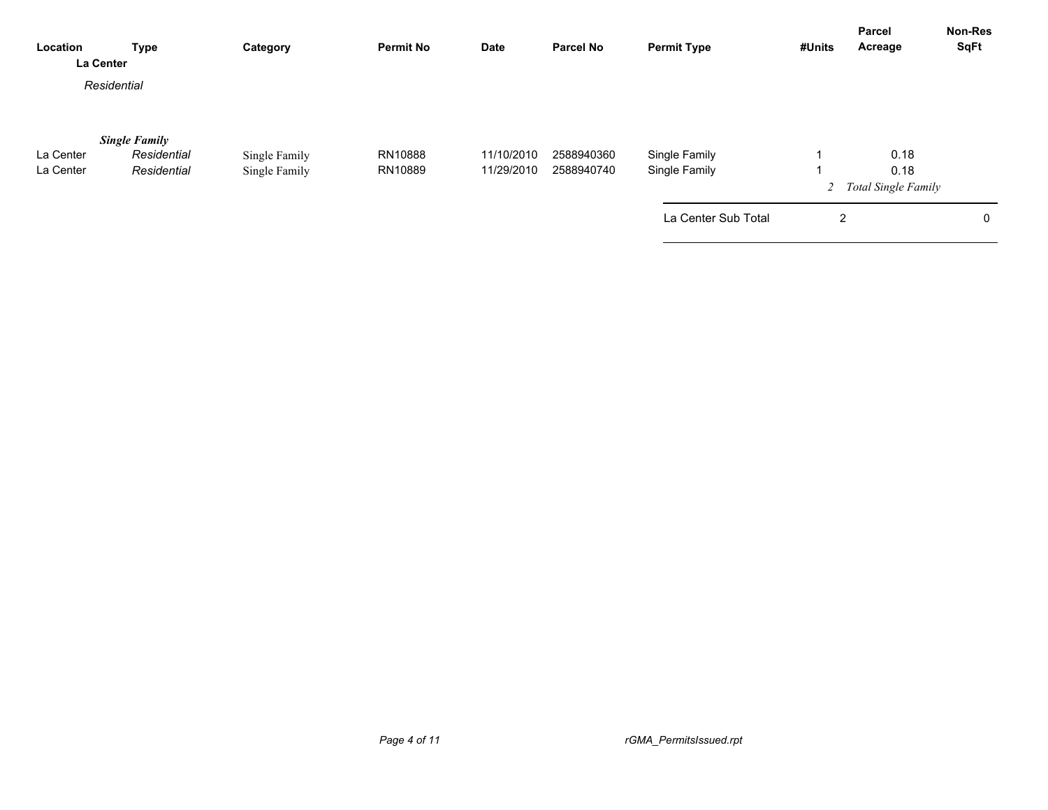| Location | Type | Category | Permit No | Date | Parcel No | Permit Type | #Units | Parcel Acreage | Non-Res SqFt |
|---|---|---|---|---|---|---|---|---|---|
| **La Center** | | | | | | | | | |
| *Residential* | | | | | | | | | |
| | ***Single Family*** | | | | | | | | |
| La Center | *Residential* | Single Family | RN10888 | 11/10/2010 | 2588940360 | Single Family | 1 | 0.18 | |
| La Center | *Residential* | Single Family | RN10889 | 11/29/2010 | 2588940740 | Single Family | 1 | 0.18 | |
| | | | | | | | *2* | *Total Single Family* | |
| | | | | | | La Center Sub Total | 2 | | 0 |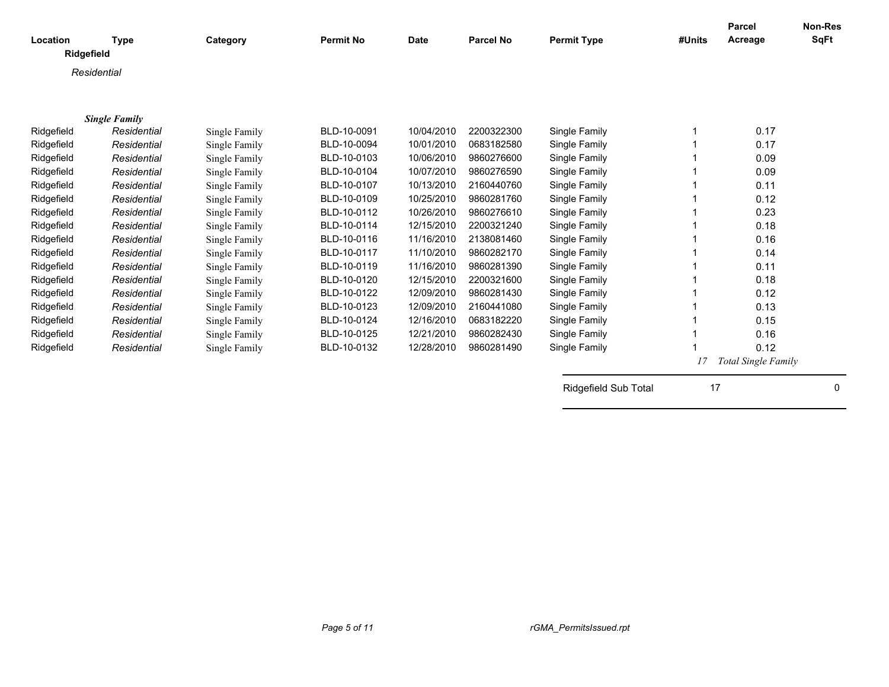| Location | Type | Category | Permit No | Date | Parcel No | Permit Type | #Units | Parcel Acreage | Non-Res SqFt |
|---|---|---|---|---|---|---|---|---|---|
| **Ridgefield** | | | | | | | | | |
| *Residential* | | | | | | | | | |
| ***Single Family*** | | | | | | | | | |
| Ridgefield | *Residential* | Single Family | BLD-10-0091 | 10/04/2010 | 2200322300 | Single Family | 1 | 0.17 | |
| Ridgefield | *Residential* | Single Family | BLD-10-0094 | 10/01/2010 | 0683182580 | Single Family | 1 | 0.17 | |
| Ridgefield | *Residential* | Single Family | BLD-10-0103 | 10/06/2010 | 9860276600 | Single Family | 1 | 0.09 | |
| Ridgefield | *Residential* | Single Family | BLD-10-0104 | 10/07/2010 | 9860276590 | Single Family | 1 | 0.09 | |
| Ridgefield | *Residential* | Single Family | BLD-10-0107 | 10/13/2010 | 2160440760 | Single Family | 1 | 0.11 | |
| Ridgefield | *Residential* | Single Family | BLD-10-0109 | 10/25/2010 | 9860281760 | Single Family | 1 | 0.12 | |
| Ridgefield | *Residential* | Single Family | BLD-10-0112 | 10/26/2010 | 9860276610 | Single Family | 1 | 0.23 | |
| Ridgefield | *Residential* | Single Family | BLD-10-0114 | 12/15/2010 | 2200321240 | Single Family | 1 | 0.18 | |
| Ridgefield | *Residential* | Single Family | BLD-10-0116 | 11/16/2010 | 2138081460 | Single Family | 1 | 0.16 | |
| Ridgefield | *Residential* | Single Family | BLD-10-0117 | 11/10/2010 | 9860282170 | Single Family | 1 | 0.14 | |
| Ridgefield | *Residential* | Single Family | BLD-10-0119 | 11/16/2010 | 9860281390 | Single Family | 1 | 0.11 | |
| Ridgefield | *Residential* | Single Family | BLD-10-0120 | 12/15/2010 | 2200321600 | Single Family | 1 | 0.18 | |
| Ridgefield | *Residential* | Single Family | BLD-10-0122 | 12/09/2010 | 9860281430 | Single Family | 1 | 0.12 | |
| Ridgefield | *Residential* | Single Family | BLD-10-0123 | 12/09/2010 | 2160441080 | Single Family | 1 | 0.13 | |
| Ridgefield | *Residential* | Single Family | BLD-10-0124 | 12/16/2010 | 0683182220 | Single Family | 1 | 0.15 | |
| Ridgefield | *Residential* | Single Family | BLD-10-0125 | 12/21/2010 | 9860282430 | Single Family | 1 | 0.16 | |
| Ridgefield | *Residential* | Single Family | BLD-10-0132 | 12/28/2010 | 9860281490 | Single Family | 1 | 0.12 | |
| | | | | | | | *17* | *Total Single Family* | |
| | | | | | | Ridgefield Sub Total | 17 | | 0 |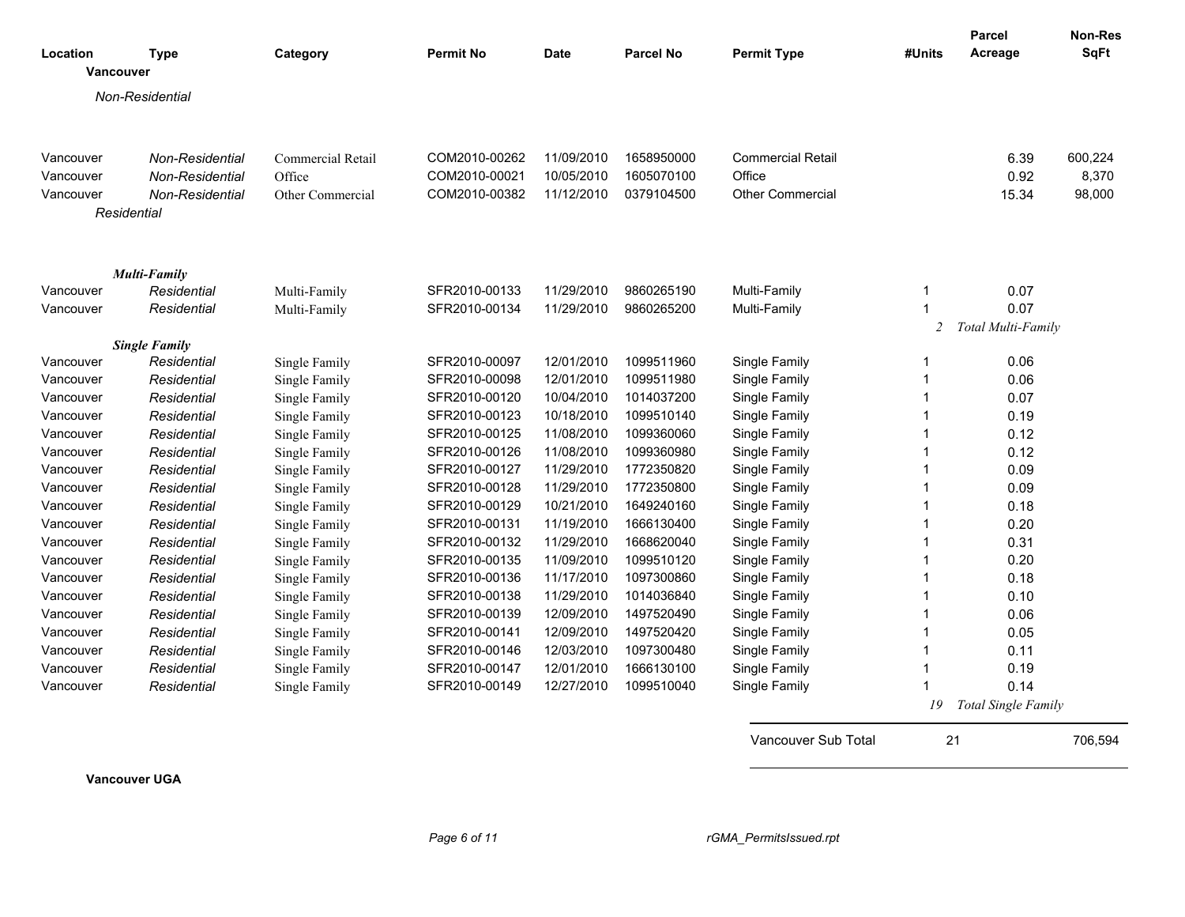| Location | Type | Category | Permit No | Date | Parcel No | Permit Type | #Units | Parcel Acreage | Non-Res SqFt |
|---|---|---|---|---|---|---|---|---|---|
| **Vancouver** | | | | | | | | | |
| *Non-Residential* | | | | | | | | | |
| Vancouver | *Non-Residential* | Commercial Retail | COM2010-00262 | 11/09/2010 | 1658950000 | Commercial Retail | | 6.39 | 600,224 |
| Vancouver | *Non-Residential* | Office | COM2010-00021 | 10/05/2010 | 1605070100 | Office | | 0.92 | 8,370 |
| Vancouver | *Non-Residential* | Other Commercial | COM2010-00382 | 11/12/2010 | 0379104500 | Other Commercial | | 15.34 | 98,000 |
| *Residential* | | | | | | | | | |
| ***Multi-Family*** | | | | | | | | | |
| Vancouver | *Residential* | Multi-Family | SFR2010-00133 | 11/29/2010 | 9860265190 | Multi-Family | 1 | 0.07 | |
| Vancouver | *Residential* | Multi-Family | SFR2010-00134 | 11/29/2010 | 9860265200 | Multi-Family | 1 | 0.07 | |
| | | | | | | | *2* | *Total Multi-Family* | |
| ***Single Family*** | | | | | | | | | |
| Vancouver | *Residential* | Single Family | SFR2010-00097 | 12/01/2010 | 1099511960 | Single Family | 1 | 0.06 | |
| Vancouver | *Residential* | Single Family | SFR2010-00098 | 12/01/2010 | 1099511980 | Single Family | 1 | 0.06 | |
| Vancouver | *Residential* | Single Family | SFR2010-00120 | 10/04/2010 | 1014037200 | Single Family | 1 | 0.07 | |
| Vancouver | *Residential* | Single Family | SFR2010-00123 | 10/18/2010 | 1099510140 | Single Family | 1 | 0.19 | |
| Vancouver | *Residential* | Single Family | SFR2010-00125 | 11/08/2010 | 1099360060 | Single Family | 1 | 0.12 | |
| Vancouver | *Residential* | Single Family | SFR2010-00126 | 11/08/2010 | 1099360980 | Single Family | 1 | 0.12 | |
| Vancouver | *Residential* | Single Family | SFR2010-00127 | 11/29/2010 | 1772350820 | Single Family | 1 | 0.09 | |
| Vancouver | *Residential* | Single Family | SFR2010-00128 | 11/29/2010 | 1772350800 | Single Family | 1 | 0.09 | |
| Vancouver | *Residential* | Single Family | SFR2010-00129 | 10/21/2010 | 1649240160 | Single Family | 1 | 0.18 | |
| Vancouver | *Residential* | Single Family | SFR2010-00131 | 11/19/2010 | 1666130400 | Single Family | 1 | 0.20 | |
| Vancouver | *Residential* | Single Family | SFR2010-00132 | 11/29/2010 | 1668620040 | Single Family | 1 | 0.31 | |
| Vancouver | *Residential* | Single Family | SFR2010-00135 | 11/09/2010 | 1099510120 | Single Family | 1 | 0.20 | |
| Vancouver | *Residential* | Single Family | SFR2010-00136 | 11/17/2010 | 1097300860 | Single Family | 1 | 0.18 | |
| Vancouver | *Residential* | Single Family | SFR2010-00138 | 11/29/2010 | 1014036840 | Single Family | 1 | 0.10 | |
| Vancouver | *Residential* | Single Family | SFR2010-00139 | 12/09/2010 | 1497520490 | Single Family | 1 | 0.06 | |
| Vancouver | *Residential* | Single Family | SFR2010-00141 | 12/09/2010 | 1497520420 | Single Family | 1 | 0.05 | |
| Vancouver | *Residential* | Single Family | SFR2010-00146 | 12/03/2010 | 1097300480 | Single Family | 1 | 0.11 | |
| Vancouver | *Residential* | Single Family | SFR2010-00147 | 12/01/2010 | 1666130100 | Single Family | 1 | 0.19 | |
| Vancouver | *Residential* | Single Family | SFR2010-00149 | 12/27/2010 | 1099510040 | Single Family | 1 | 0.14 | |
| | | | | | | | *19* | *Total Single Family* | |
| | | | | | | Vancouver Sub Total | 21 | | 706,594 |

**Vancouver UGA**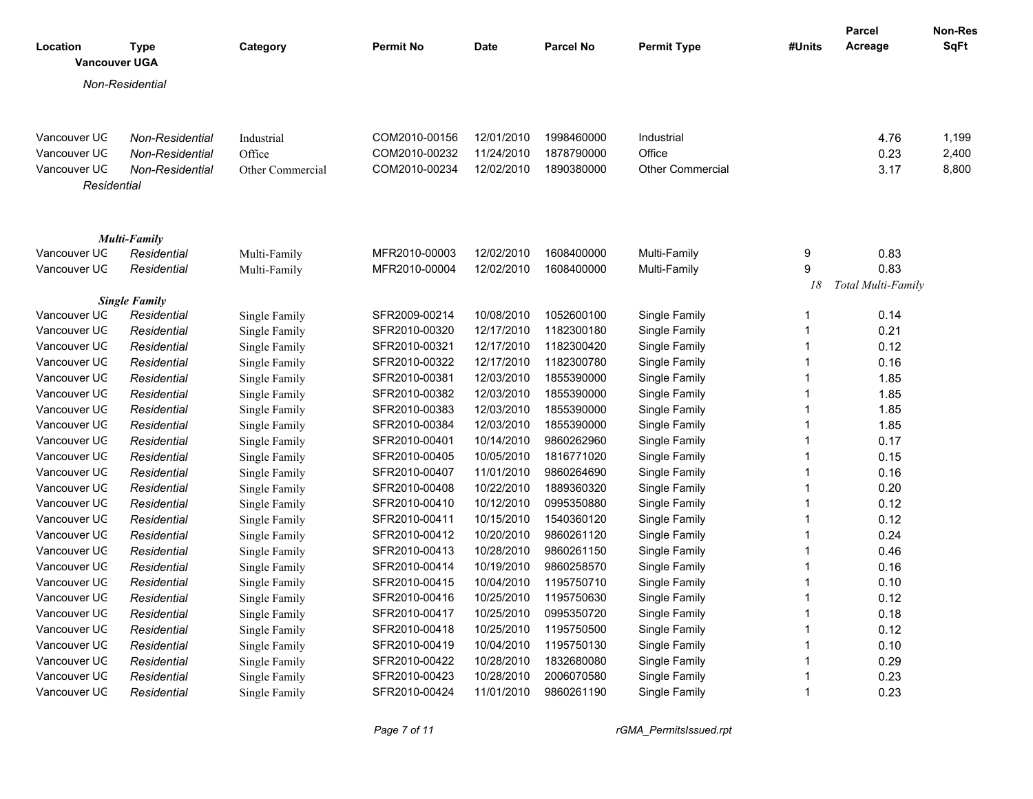| Location | Type | Category | Permit No | Date | Parcel No | Permit Type | #Units | Parcel Acreage | Non-Res SqFt |
|---|---|---|---|---|---|---|---|---|---|
| **Vancouver UGA** | | | | | | | | | |
| *Non-Residential* | | | | | | | | | |
| Vancouver UG | *Non-Residential* | Industrial | COM2010-00156 | 12/01/2010 | 1998460000 | Industrial | | 4.76 | 1,199 |
| Vancouver UG | *Non-Residential* | Office | COM2010-00232 | 11/24/2010 | 1878790000 | Office | | 0.23 | 2,400 |
| Vancouver UG | *Non-Residential* | Other Commercial | COM2010-00234 | 12/02/2010 | 1890380000 | Other Commercial | | 3.17 | 8,800 |
| *Residential* | | | | | | | | | |
| ***Multi-Family*** | | | | | | | | | |
| Vancouver UG | *Residential* | Multi-Family | MFR2010-00003 | 12/02/2010 | 1608400000 | Multi-Family | 9 | 0.83 | |
| Vancouver UG | *Residential* | Multi-Family | MFR2010-00004 | 12/02/2010 | 1608400000 | Multi-Family | 9 | 0.83 | |
| | | | | | | | *18* | *Total Multi-Family* | |
| ***Single Family*** | | | | | | | | | |
| Vancouver UG | *Residential* | Single Family | SFR2009-00214 | 10/08/2010 | 1052600100 | Single Family | 1 | 0.14 | |
| Vancouver UG | *Residential* | Single Family | SFR2010-00320 | 12/17/2010 | 1182300180 | Single Family | 1 | 0.21 | |
| Vancouver UG | *Residential* | Single Family | SFR2010-00321 | 12/17/2010 | 1182300420 | Single Family | 1 | 0.12 | |
| Vancouver UG | *Residential* | Single Family | SFR2010-00322 | 12/17/2010 | 1182300780 | Single Family | 1 | 0.16 | |
| Vancouver UG | *Residential* | Single Family | SFR2010-00381 | 12/03/2010 | 1855390000 | Single Family | 1 | 1.85 | |
| Vancouver UG | *Residential* | Single Family | SFR2010-00382 | 12/03/2010 | 1855390000 | Single Family | 1 | 1.85 | |
| Vancouver UG | *Residential* | Single Family | SFR2010-00383 | 12/03/2010 | 1855390000 | Single Family | 1 | 1.85 | |
| Vancouver UG | *Residential* | Single Family | SFR2010-00384 | 12/03/2010 | 1855390000 | Single Family | 1 | 1.85 | |
| Vancouver UG | *Residential* | Single Family | SFR2010-00401 | 10/14/2010 | 9860262960 | Single Family | 1 | 0.17 | |
| Vancouver UG | *Residential* | Single Family | SFR2010-00405 | 10/05/2010 | 1816771020 | Single Family | 1 | 0.15 | |
| Vancouver UG | *Residential* | Single Family | SFR2010-00407 | 11/01/2010 | 9860264690 | Single Family | 1 | 0.16 | |
| Vancouver UG | *Residential* | Single Family | SFR2010-00408 | 10/22/2010 | 1889360320 | Single Family | 1 | 0.20 | |
| Vancouver UG | *Residential* | Single Family | SFR2010-00410 | 10/12/2010 | 0995350880 | Single Family | 1 | 0.12 | |
| Vancouver UG | *Residential* | Single Family | SFR2010-00411 | 10/15/2010 | 1540360120 | Single Family | 1 | 0.12 | |
| Vancouver UG | *Residential* | Single Family | SFR2010-00412 | 10/20/2010 | 9860261120 | Single Family | 1 | 0.24 | |
| Vancouver UG | *Residential* | Single Family | SFR2010-00413 | 10/28/2010 | 9860261150 | Single Family | 1 | 0.46 | |
| Vancouver UG | *Residential* | Single Family | SFR2010-00414 | 10/19/2010 | 9860258570 | Single Family | 1 | 0.16 | |
| Vancouver UG | *Residential* | Single Family | SFR2010-00415 | 10/04/2010 | 1195750710 | Single Family | 1 | 0.10 | |
| Vancouver UG | *Residential* | Single Family | SFR2010-00416 | 10/25/2010 | 1195750630 | Single Family | 1 | 0.12 | |
| Vancouver UG | *Residential* | Single Family | SFR2010-00417 | 10/25/2010 | 0995350720 | Single Family | 1 | 0.18 | |
| Vancouver UG | *Residential* | Single Family | SFR2010-00418 | 10/25/2010 | 1195750500 | Single Family | 1 | 0.12 | |
| Vancouver UG | *Residential* | Single Family | SFR2010-00419 | 10/04/2010 | 1195750130 | Single Family | 1 | 0.10 | |
| Vancouver UG | *Residential* | Single Family | SFR2010-00422 | 10/28/2010 | 1832680080 | Single Family | 1 | 0.29 | |
| Vancouver UG | *Residential* | Single Family | SFR2010-00423 | 10/28/2010 | 2006070580 | Single Family | 1 | 0.23 | |
| Vancouver UG | *Residential* | Single Family | SFR2010-00424 | 11/01/2010 | 9860261190 | Single Family | 1 | 0.23 | |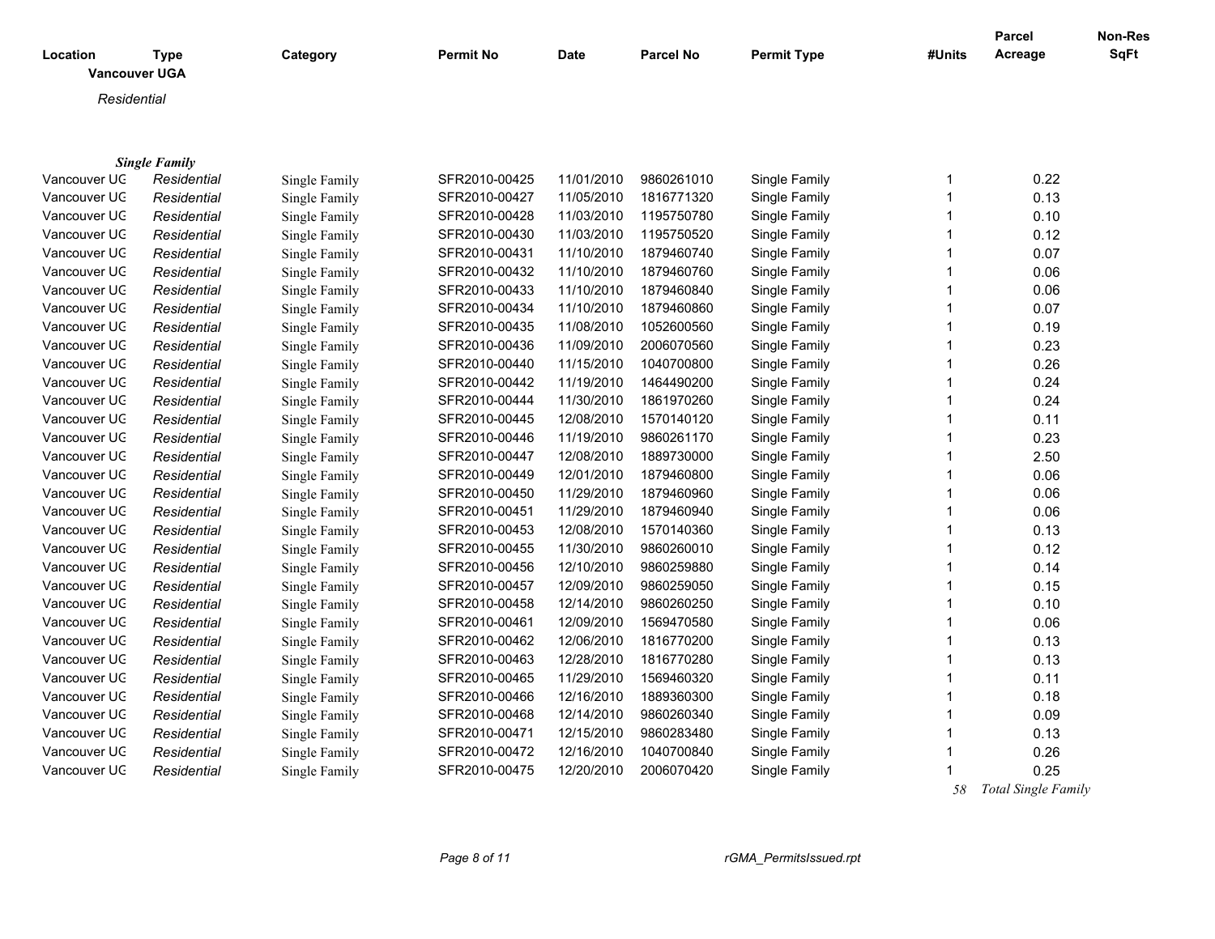| Location | Type | Category | Permit No | Date | Parcel No | Permit Type | #Units | Parcel Acreage | Non-Res SqFt |
|---|---|---|---|---|---|---|---|---|---|

**Vancouver UGA**

*Residential*

***Single Family***

| Location | Type | Category | Permit No | Date | Parcel No | Permit Type | #Units | Parcel Acreage | Non-Res SqFt |
|---|---|---|---|---|---|---|---|---|---|
| Vancouver UG | *Residential* | Single Family | SFR2010-00425 | 11/01/2010 | 9860261010 | Single Family | 1 | 0.22 | |
| Vancouver UG | *Residential* | Single Family | SFR2010-00427 | 11/05/2010 | 1816771320 | Single Family | 1 | 0.13 | |
| Vancouver UG | *Residential* | Single Family | SFR2010-00428 | 11/03/2010 | 1195750780 | Single Family | 1 | 0.10 | |
| Vancouver UG | *Residential* | Single Family | SFR2010-00430 | 11/03/2010 | 1195750520 | Single Family | 1 | 0.12 | |
| Vancouver UG | *Residential* | Single Family | SFR2010-00431 | 11/10/2010 | 1879460740 | Single Family | 1 | 0.07 | |
| Vancouver UG | *Residential* | Single Family | SFR2010-00432 | 11/10/2010 | 1879460760 | Single Family | 1 | 0.06 | |
| Vancouver UG | *Residential* | Single Family | SFR2010-00433 | 11/10/2010 | 1879460840 | Single Family | 1 | 0.06 | |
| Vancouver UG | *Residential* | Single Family | SFR2010-00434 | 11/10/2010 | 1879460860 | Single Family | 1 | 0.07 | |
| Vancouver UG | *Residential* | Single Family | SFR2010-00435 | 11/08/2010 | 1052600560 | Single Family | 1 | 0.19 | |
| Vancouver UG | *Residential* | Single Family | SFR2010-00436 | 11/09/2010 | 2006070560 | Single Family | 1 | 0.23 | |
| Vancouver UG | *Residential* | Single Family | SFR2010-00440 | 11/15/2010 | 1040700800 | Single Family | 1 | 0.26 | |
| Vancouver UG | *Residential* | Single Family | SFR2010-00442 | 11/19/2010 | 1464490200 | Single Family | 1 | 0.24 | |
| Vancouver UG | *Residential* | Single Family | SFR2010-00444 | 11/30/2010 | 1861970260 | Single Family | 1 | 0.24 | |
| Vancouver UG | *Residential* | Single Family | SFR2010-00445 | 12/08/2010 | 1570140120 | Single Family | 1 | 0.11 | |
| Vancouver UG | *Residential* | Single Family | SFR2010-00446 | 11/19/2010 | 9860261170 | Single Family | 1 | 0.23 | |
| Vancouver UG | *Residential* | Single Family | SFR2010-00447 | 12/08/2010 | 1889730000 | Single Family | 1 | 2.50 | |
| Vancouver UG | *Residential* | Single Family | SFR2010-00449 | 12/01/2010 | 1879460800 | Single Family | 1 | 0.06 | |
| Vancouver UG | *Residential* | Single Family | SFR2010-00450 | 11/29/2010 | 1879460960 | Single Family | 1 | 0.06 | |
| Vancouver UG | *Residential* | Single Family | SFR2010-00451 | 11/29/2010 | 1879460940 | Single Family | 1 | 0.06 | |
| Vancouver UG | *Residential* | Single Family | SFR2010-00453 | 12/08/2010 | 1570140360 | Single Family | 1 | 0.13 | |
| Vancouver UG | *Residential* | Single Family | SFR2010-00455 | 11/30/2010 | 9860260010 | Single Family | 1 | 0.12 | |
| Vancouver UG | *Residential* | Single Family | SFR2010-00456 | 12/10/2010 | 9860259880 | Single Family | 1 | 0.14 | |
| Vancouver UG | *Residential* | Single Family | SFR2010-00457 | 12/09/2010 | 9860259050 | Single Family | 1 | 0.15 | |
| Vancouver UG | *Residential* | Single Family | SFR2010-00458 | 12/14/2010 | 9860260250 | Single Family | 1 | 0.10 | |
| Vancouver UG | *Residential* | Single Family | SFR2010-00461 | 12/09/2010 | 1569470580 | Single Family | 1 | 0.06 | |
| Vancouver UG | *Residential* | Single Family | SFR2010-00462 | 12/06/2010 | 1816770200 | Single Family | 1 | 0.13 | |
| Vancouver UG | *Residential* | Single Family | SFR2010-00463 | 12/28/2010 | 1816770280 | Single Family | 1 | 0.13 | |
| Vancouver UG | *Residential* | Single Family | SFR2010-00465 | 11/29/2010 | 1569460320 | Single Family | 1 | 0.11 | |
| Vancouver UG | *Residential* | Single Family | SFR2010-00466 | 12/16/2010 | 1889360300 | Single Family | 1 | 0.18 | |
| Vancouver UG | *Residential* | Single Family | SFR2010-00468 | 12/14/2010 | 9860260340 | Single Family | 1 | 0.09 | |
| Vancouver UG | *Residential* | Single Family | SFR2010-00471 | 12/15/2010 | 9860283480 | Single Family | 1 | 0.13 | |
| Vancouver UG | *Residential* | Single Family | SFR2010-00472 | 12/16/2010 | 1040700840 | Single Family | 1 | 0.26 | |
| Vancouver UG | *Residential* | Single Family | SFR2010-00475 | 12/20/2010 | 2006070420 | Single Family | 1 | 0.25 | |
| | | | | | | | *58* | *Total Single Family* | |

rGMA_PermitsIssued.rpt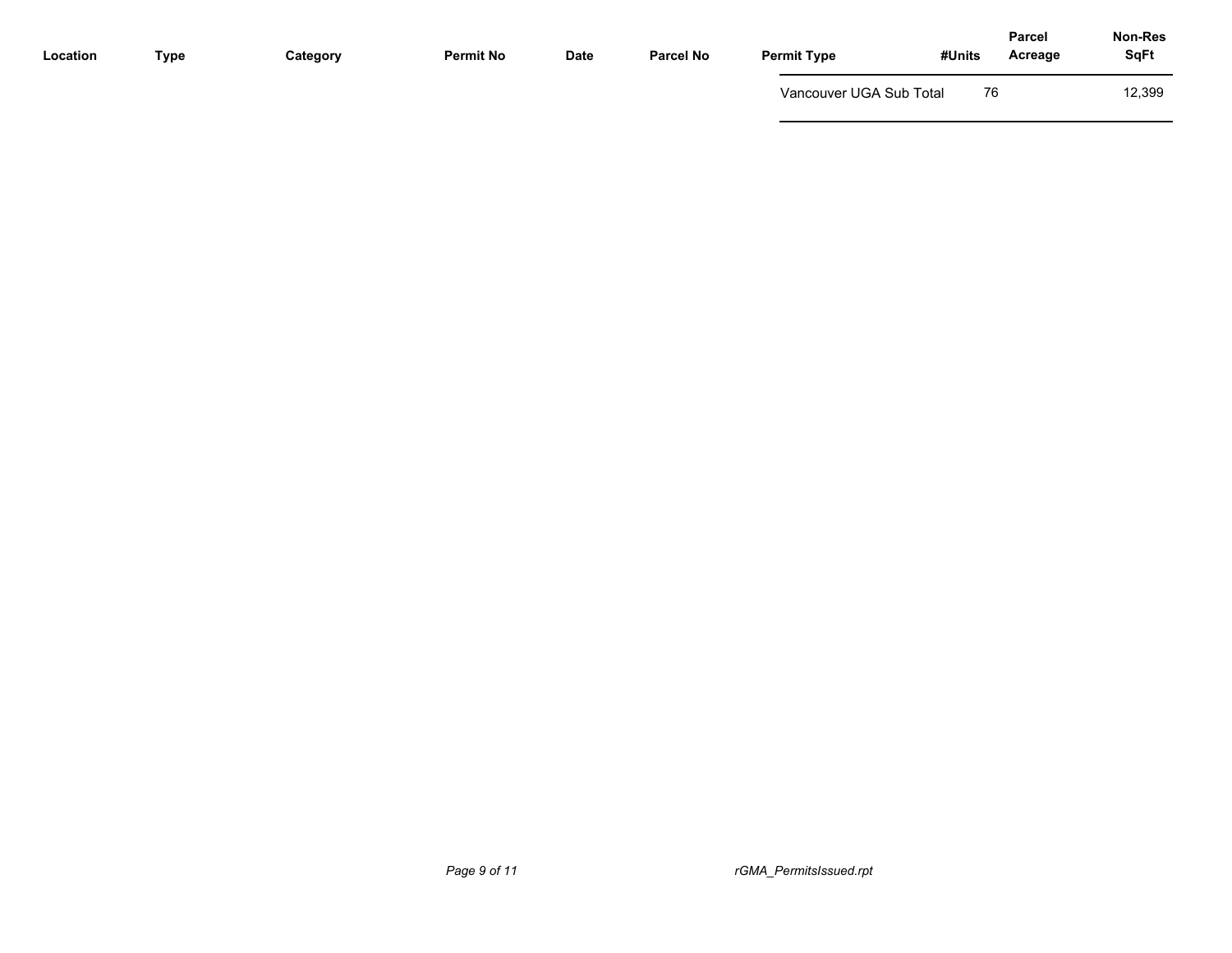| Location | Type | Category | Permit No | Date | Parcel No | Permit Type | #Units | Parcel Acreage | Non-Res SqFt |
|---|---|---|---|---|---|---|---|---|---|
| | | | | | | Vancouver UGA Sub Total | 76 | | 12,399 |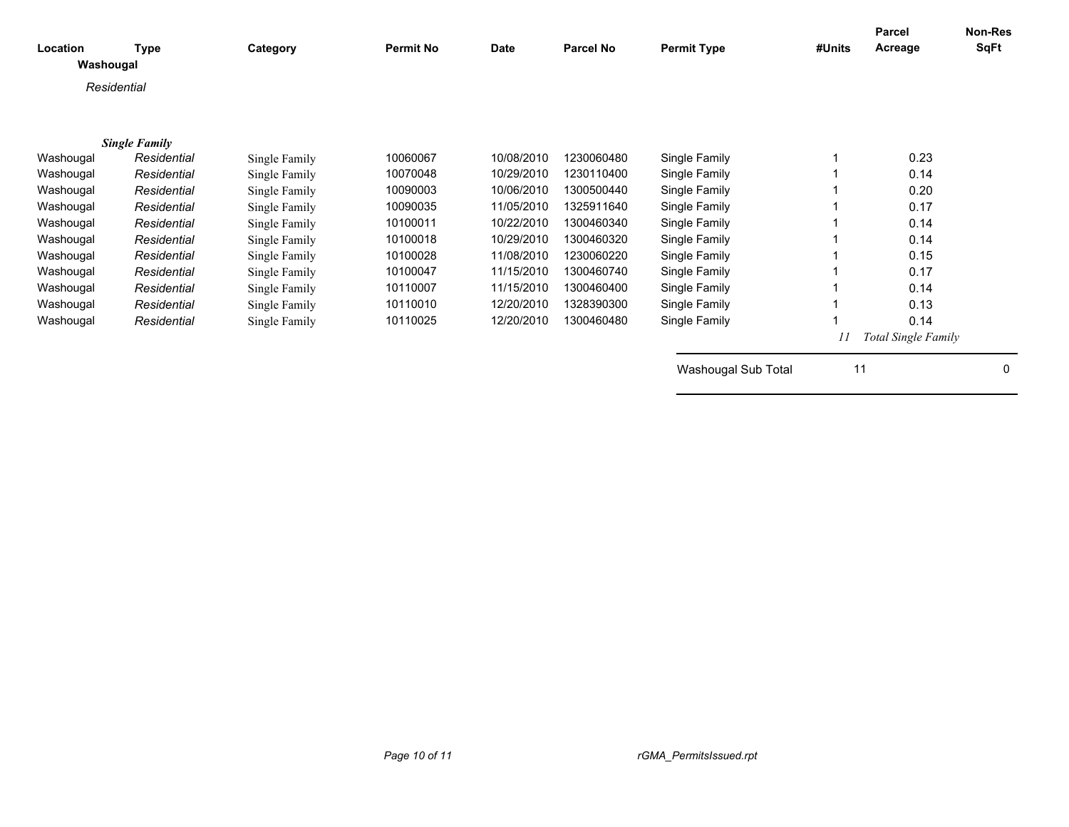| Location | Type | Category | Permit No | Date | Parcel No | Permit Type | #Units | Parcel Acreage | Non-Res SqFt |
|---|---|---|---|---|---|---|---|---|---|
| **Washougal** | | | | | | | | | |
| *Residential* | | | | | | | | | |
| ***Single Family*** | | | | | | | | | |
| Washougal | *Residential* | Single Family | 10060067 | 10/08/2010 | 1230060480 | Single Family | 1 | 0.23 | |
| Washougal | *Residential* | Single Family | 10070048 | 10/29/2010 | 1230110400 | Single Family | 1 | 0.14 | |
| Washougal | *Residential* | Single Family | 10090003 | 10/06/2010 | 1300500440 | Single Family | 1 | 0.20 | |
| Washougal | *Residential* | Single Family | 10090035 | 11/05/2010 | 1325911640 | Single Family | 1 | 0.17 | |
| Washougal | *Residential* | Single Family | 10100011 | 10/22/2010 | 1300460340 | Single Family | 1 | 0.14 | |
| Washougal | *Residential* | Single Family | 10100018 | 10/29/2010 | 1300460320 | Single Family | 1 | 0.14 | |
| Washougal | *Residential* | Single Family | 10100028 | 11/08/2010 | 1230060220 | Single Family | 1 | 0.15 | |
| Washougal | *Residential* | Single Family | 10100047 | 11/15/2010 | 1300460740 | Single Family | 1 | 0.17 | |
| Washougal | *Residential* | Single Family | 10110007 | 11/15/2010 | 1300460400 | Single Family | 1 | 0.14 | |
| Washougal | *Residential* | Single Family | 10110010 | 12/20/2010 | 1328390300 | Single Family | 1 | 0.13 | |
| Washougal | *Residential* | Single Family | 10110025 | 12/20/2010 | 1300460480 | Single Family | 1 | 0.14 | |
| | | | | | | | *11* | *Total Single Family* | |
| | | | | | | Washougal Sub Total | 11 | | 0 |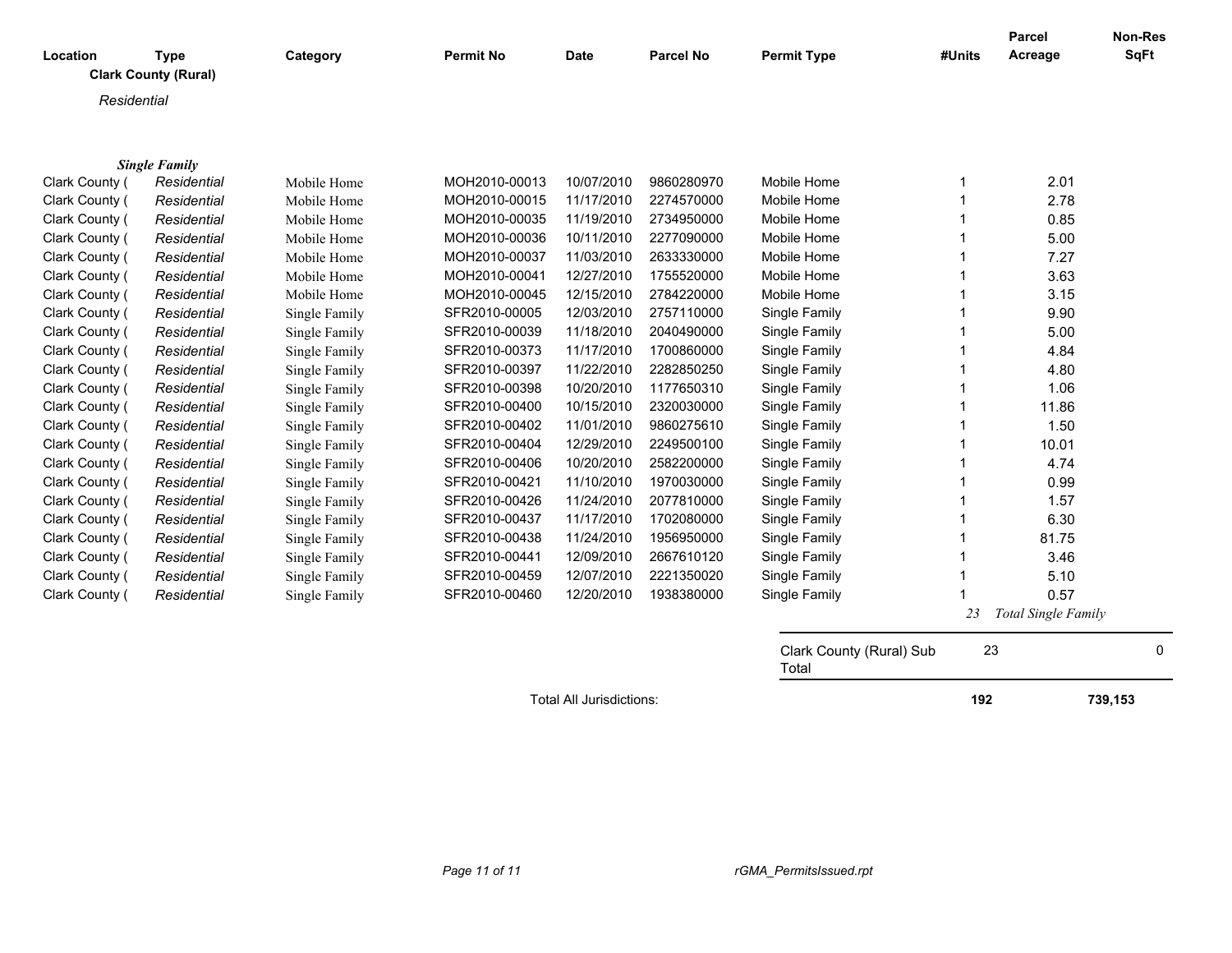| Location | Type | Category | Permit No | Date | Parcel No | Permit Type | #Units | Parcel Acreage | Non-Res SqFt |
|---|---|---|---|---|---|---|---|---|---|
| **Clark County (Rural)** | | | | | | | | | |
| *Residential* | | | | | | | | | |
| | ***Single Family*** | | | | | | | | |
| Clark County ( | *Residential* | Mobile Home | MOH2010-00013 | 10/07/2010 | 9860280970 | Mobile Home | 1 | 2.01 | |
| Clark County ( | *Residential* | Mobile Home | MOH2010-00015 | 11/17/2010 | 2274570000 | Mobile Home | 1 | 2.78 | |
| Clark County ( | *Residential* | Mobile Home | MOH2010-00035 | 11/19/2010 | 2734950000 | Mobile Home | 1 | 0.85 | |
| Clark County ( | *Residential* | Mobile Home | MOH2010-00036 | 10/11/2010 | 2277090000 | Mobile Home | 1 | 5.00 | |
| Clark County ( | *Residential* | Mobile Home | MOH2010-00037 | 11/03/2010 | 2633330000 | Mobile Home | 1 | 7.27 | |
| Clark County ( | *Residential* | Mobile Home | MOH2010-00041 | 12/27/2010 | 1755520000 | Mobile Home | 1 | 3.63 | |
| Clark County ( | *Residential* | Mobile Home | MOH2010-00045 | 12/15/2010 | 2784220000 | Mobile Home | 1 | 3.15 | |
| Clark County ( | *Residential* | Single Family | SFR2010-00005 | 12/03/2010 | 2757110000 | Single Family | 1 | 9.90 | |
| Clark County ( | *Residential* | Single Family | SFR2010-00039 | 11/18/2010 | 2040490000 | Single Family | 1 | 5.00 | |
| Clark County ( | *Residential* | Single Family | SFR2010-00373 | 11/17/2010 | 1700860000 | Single Family | 1 | 4.84 | |
| Clark County ( | *Residential* | Single Family | SFR2010-00397 | 11/22/2010 | 2282850250 | Single Family | 1 | 4.80 | |
| Clark County ( | *Residential* | Single Family | SFR2010-00398 | 10/20/2010 | 1177650310 | Single Family | 1 | 1.06 | |
| Clark County ( | *Residential* | Single Family | SFR2010-00400 | 10/15/2010 | 2320030000 | Single Family | 1 | 11.86 | |
| Clark County ( | *Residential* | Single Family | SFR2010-00402 | 11/01/2010 | 9860275610 | Single Family | 1 | 1.50 | |
| Clark County ( | *Residential* | Single Family | SFR2010-00404 | 12/29/2010 | 2249500100 | Single Family | 1 | 10.01 | |
| Clark County ( | *Residential* | Single Family | SFR2010-00406 | 10/20/2010 | 2582200000 | Single Family | 1 | 4.74 | |
| Clark County ( | *Residential* | Single Family | SFR2010-00421 | 11/10/2010 | 1970030000 | Single Family | 1 | 0.99 | |
| Clark County ( | *Residential* | Single Family | SFR2010-00426 | 11/24/2010 | 2077810000 | Single Family | 1 | 1.57 | |
| Clark County ( | *Residential* | Single Family | SFR2010-00437 | 11/17/2010 | 1702080000 | Single Family | 1 | 6.30 | |
| Clark County ( | *Residential* | Single Family | SFR2010-00438 | 11/24/2010 | 1956950000 | Single Family | 1 | 81.75 | |
| Clark County ( | *Residential* | Single Family | SFR2010-00441 | 12/09/2010 | 2667610120 | Single Family | 1 | 3.46 | |
| Clark County ( | *Residential* | Single Family | SFR2010-00459 | 12/07/2010 | 2221350020 | Single Family | 1 | 5.10 | |
| Clark County ( | *Residential* | Single Family | SFR2010-00460 | 12/20/2010 | 1938380000 | Single Family | 1 | 0.57 | |
| | | | | | | | *23* | *Total Single Family* | |
| | | | | | | Clark County (Rural) Sub Total | 23 | | 0 |
| | | | | Total All Jurisdictions: | | | **192** | | **739,153** |